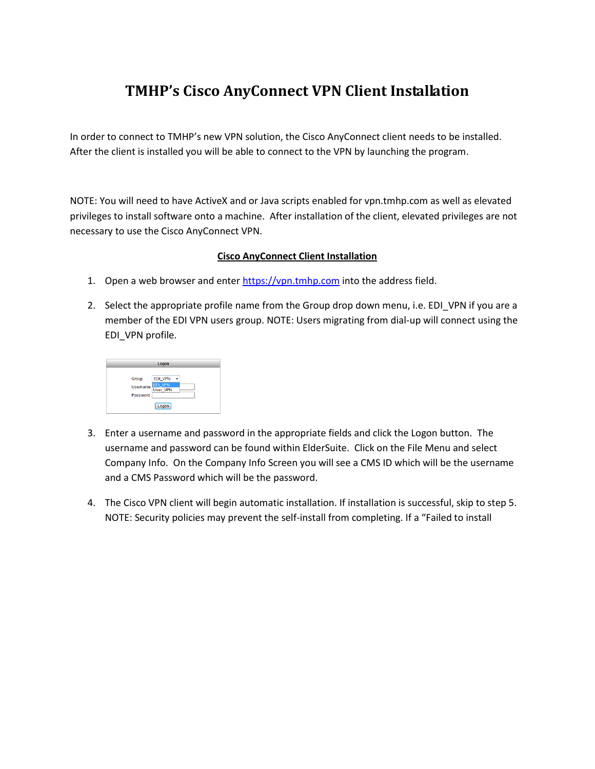# TMHP's Cisco AnyConnect VPN Client Installation

In order to connect to TMHP's new VPN solution, the Cisco AnyConnect client needs to be installed. After the client is installed you will be able to connect to the VPN by launching the program.

NOTE: You will need to have ActiveX and or Java scripts enabled for vpn.tmhp.com as well as elevated privileges to install software onto a machine. After installation of the client, elevated privileges are not necessary to use the Cisco AnyConnect VPN.

## Cisco AnyConnect Client Installation

1. Open a web browser and enter [https://vpn.tmhp.com](https://vpn.tmhp.com) into the address field.

2. Select the appropriate profile name from the Group drop down menu, i.e. EDI_VPN if you are a member of the EDI VPN users group. NOTE: Users migrating from dial-up will connect using the EDI_VPN profile.

3. Enter a username and password in the appropriate fields and click the Logon button. The username and password can be found within ElderSuite. Click on the File Menu and select Company Info. On the Company Info Screen you will see a CMS ID which will be the username and a CMS Password which will be the password.

4. The Cisco VPN client will begin automatic installation. If installation is successful, skip to step 5. NOTE: Security policies may prevent the self-install from completing. If a "Failed to install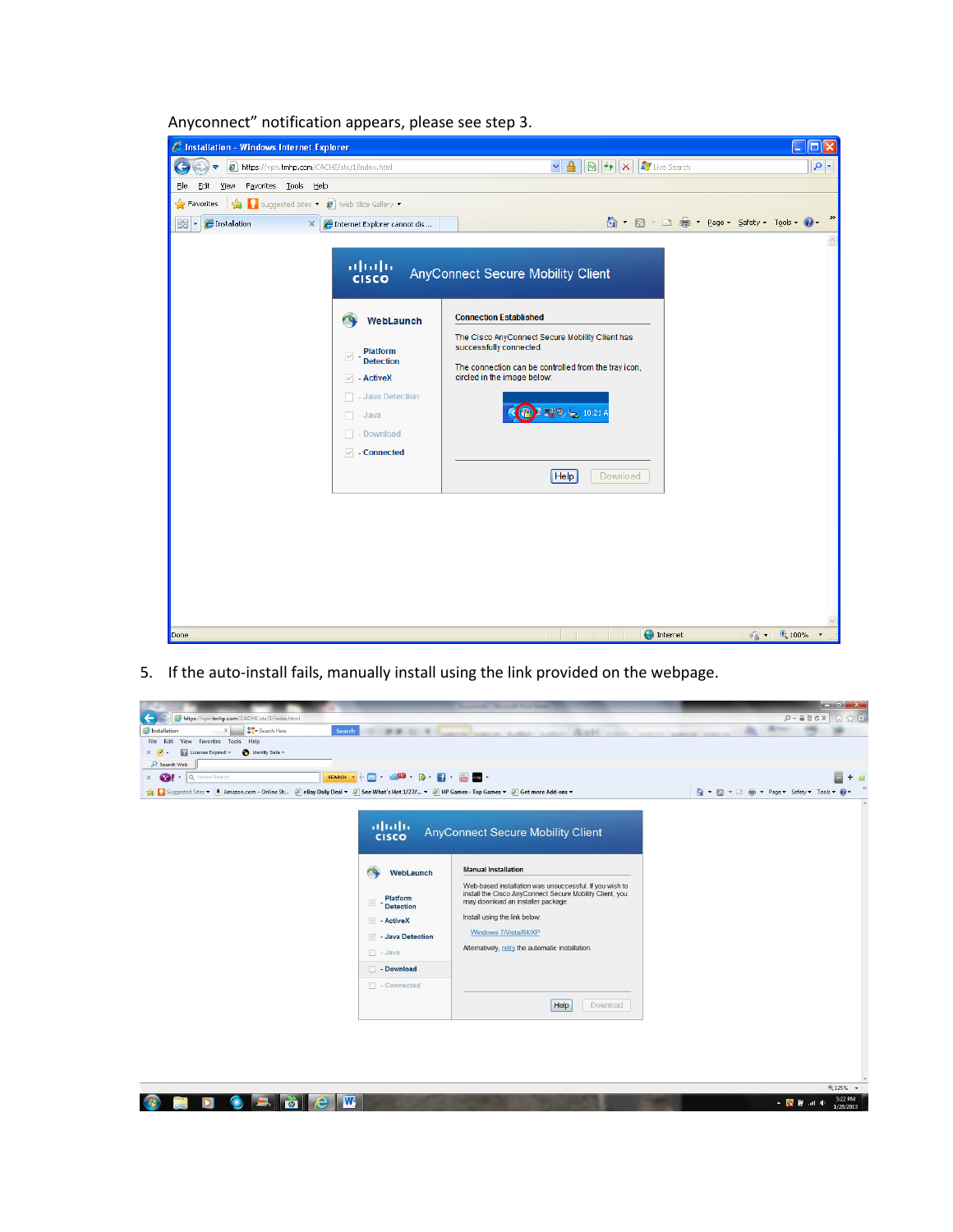Anyconnect" notification appears, please see step 3.

5. If the auto-install fails, manually install using the link provided on the webpage.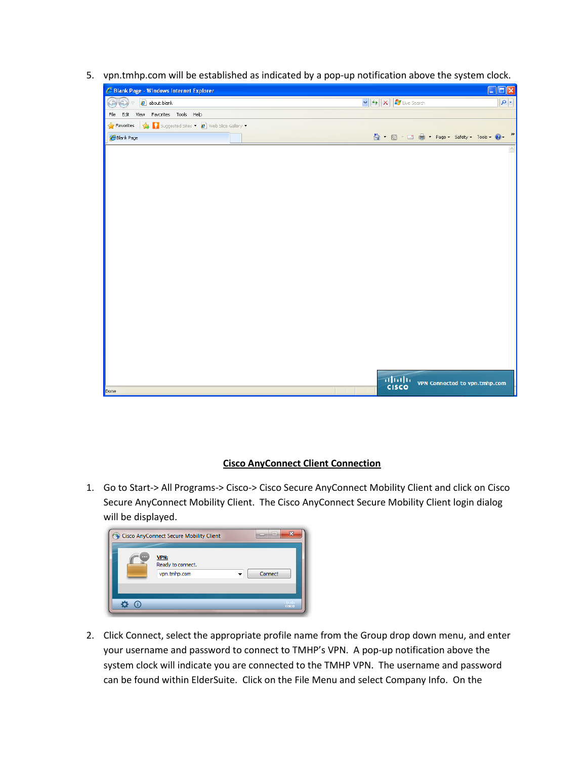5. vpn.tmhp.com will be established as indicated by a pop-up notification above the system clock.

## Cisco AnyConnect Client Connection

1. Go to Start-> All Programs-> Cisco-> Cisco Secure AnyConnect Mobility Client and click on Cisco Secure AnyConnect Mobility Client. The Cisco AnyConnect Secure Mobility Client login dialog will be displayed.

2. Click Connect, select the appropriate profile name from the Group drop down menu, and enter your username and password to connect to TMHP's VPN. A pop-up notification above the system clock will indicate you are connected to the TMHP VPN. The username and password can be found within ElderSuite. Click on the File Menu and select Company Info. On the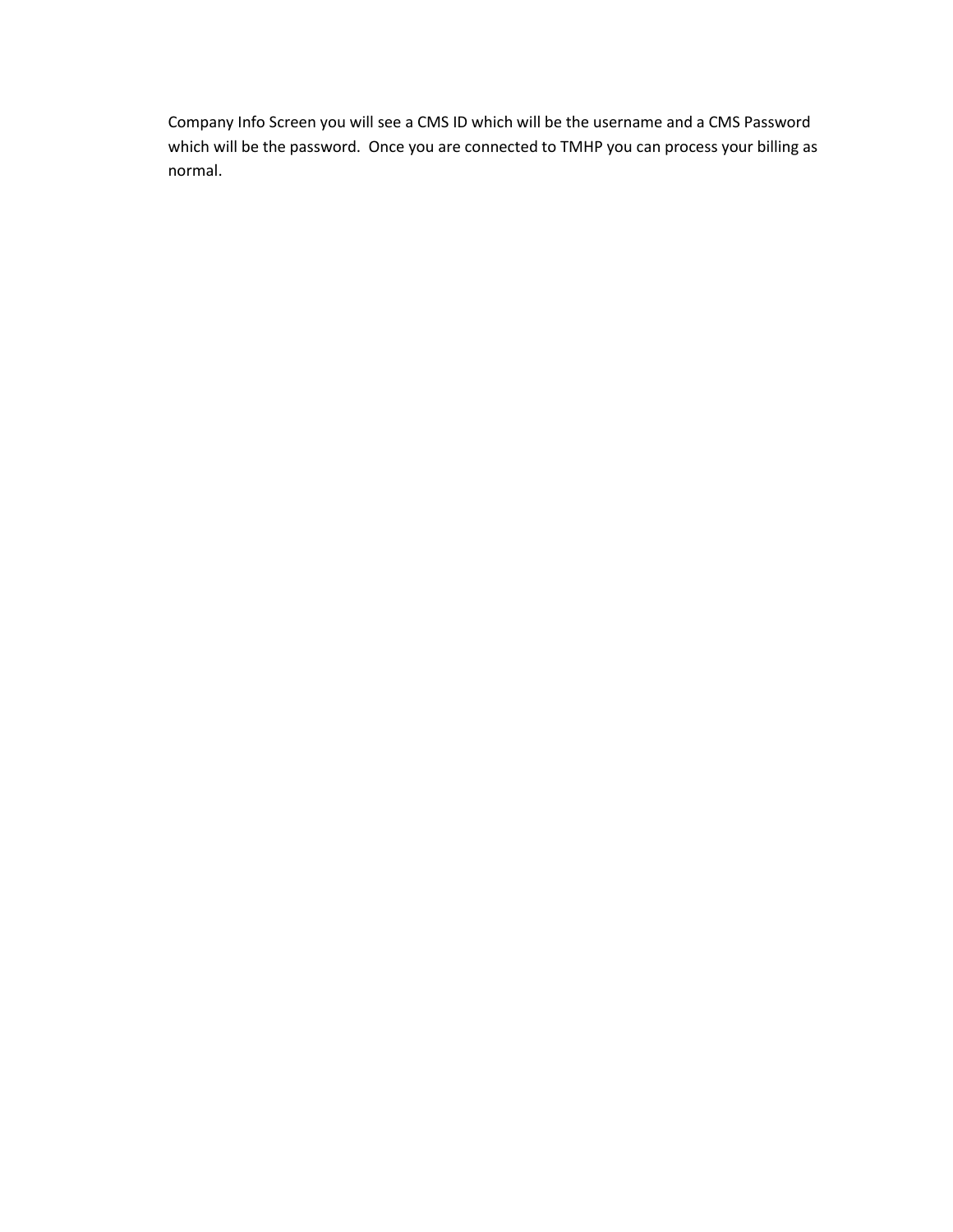Company Info Screen you will see a CMS ID which will be the username and a CMS Password which will be the password. Once you are connected to TMHP you can process your billing as normal.